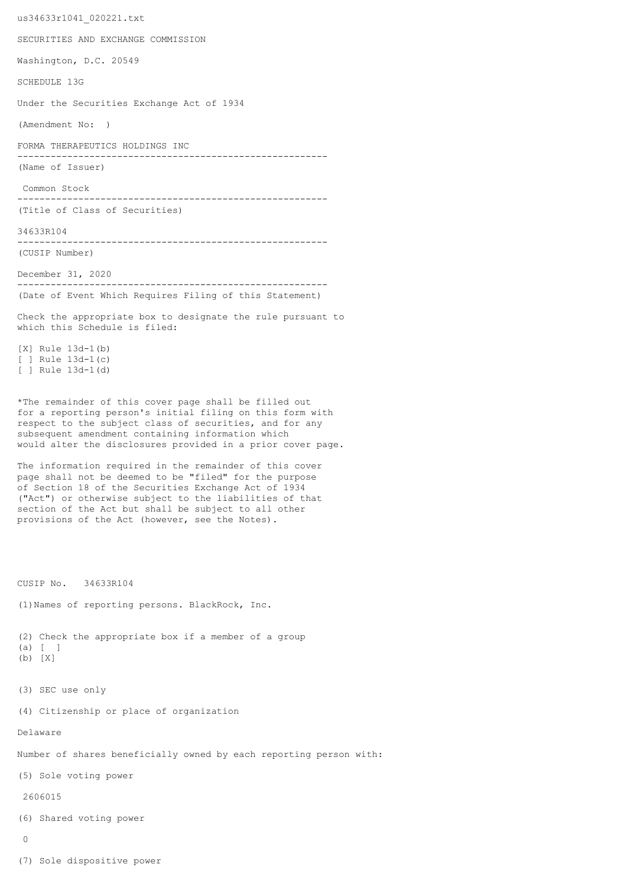us34633r1041_020221.txt

SECURITIES AND EXCHANGE COMMISSION

Washington, D.C. 20549

SCHEDULE 13G

Under the Securities Exchange Act of 1934

(Amendment No: )

FORMA THERAPEUTICS HOLDINGS INC

--------------------------------------------------------

(Name of Issuer)

Common Stock

--------------------------------------------------------

(Title of Class of Securities)

34633R104

--------------------------------------------------------

(CUSIP Number)

December 31, 2020

--------------------------------------------------------

(Date of Event Which Requires Filing of this Statement)

Check the appropriate box to designate the rule pursuant to which this Schedule is filed:

[X] Rule 13d-1(b)
[ ] Rule 13d-1(c)
[ ] Rule 13d-1(d)

*The remainder of this cover page shall be filled out for a reporting person's initial filing on this form with respect to the subject class of securities, and for any subsequent amendment containing information which would alter the disclosures provided in a prior cover page.

The information required in the remainder of this cover page shall not be deemed to be "filed" for the purpose of Section 18 of the Securities Exchange Act of 1934 ("Act") or otherwise subject to the liabilities of that section of the Act but shall be subject to all other provisions of the Act (however, see the Notes).

CUSIP No. 34633R104

(1)Names of reporting persons. BlackRock, Inc.

(2) Check the appropriate box if a member of a group
(a) [ ]
(b) [X]

(3) SEC use only

(4) Citizenship or place of organization

Delaware

Number of shares beneficially owned by each reporting person with:

(5) Sole voting power

2606015

(6) Shared voting power

0

(7) Sole dispositive power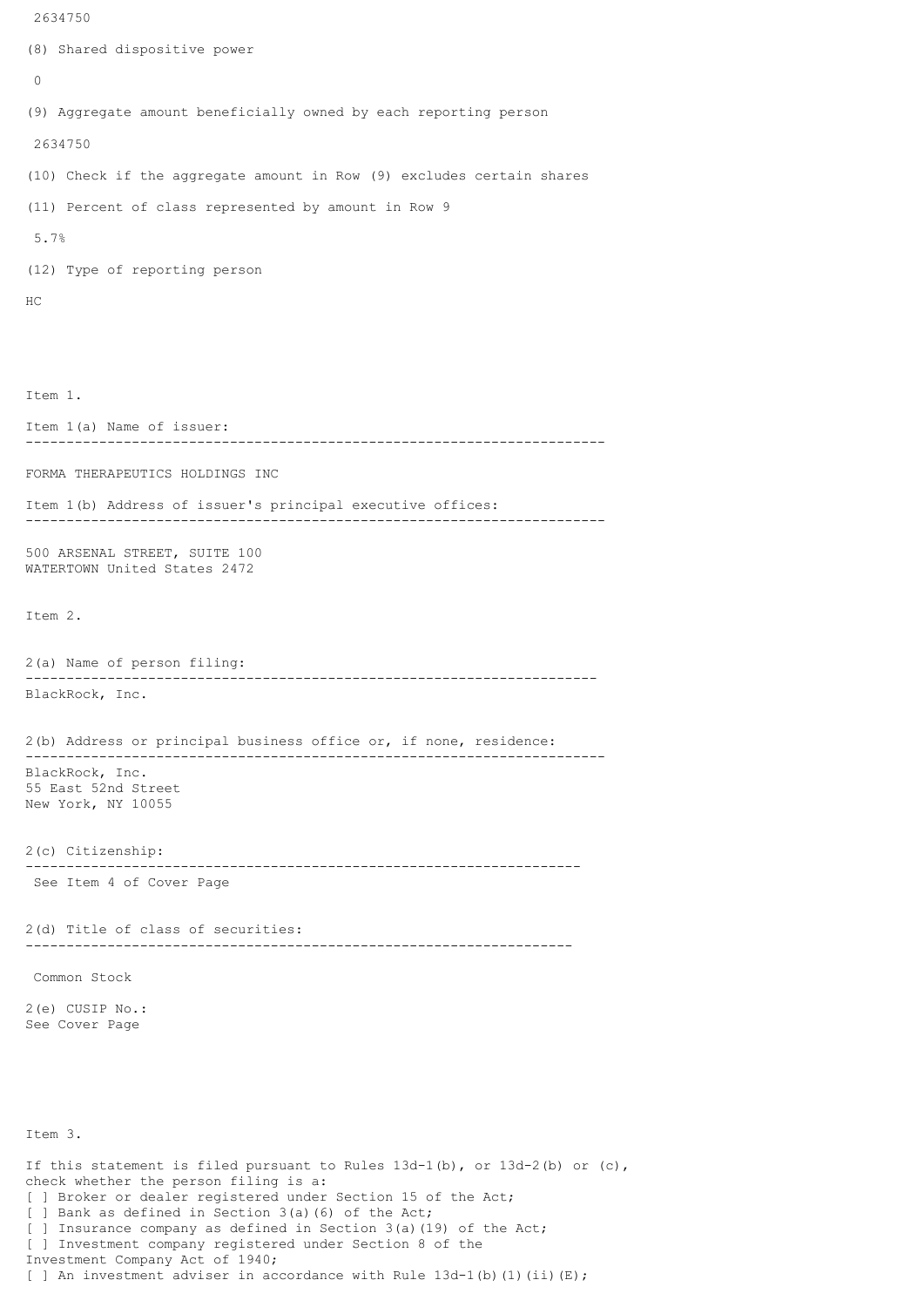2634750

(8) Shared dispositive power

0

(9) Aggregate amount beneficially owned by each reporting person

2634750

(10) Check if the aggregate amount in Row (9) excludes certain shares

(11) Percent of class represented by amount in Row 9

5.7%

(12) Type of reporting person

HC

Item 1.

Item 1(a) Name of issuer:
-----------------------------------------------------------------------

FORMA THERAPEUTICS HOLDINGS INC

Item 1(b) Address of issuer's principal executive offices:
-----------------------------------------------------------------------

500 ARSENAL STREET, SUITE 100
WATERTOWN United States 2472

Item 2.

2(a) Name of person filing:
----------------------------------------------------------------------
BlackRock, Inc.

2(b) Address or principal business office or, if none, residence:
-----------------------------------------------------------------------
BlackRock, Inc.
55 East 52nd Street
New York, NY 10055

2(c) Citizenship:
--------------------------------------------------------------------
See Item 4 of Cover Page

2(d) Title of class of securities:
-------------------------------------------------------------------

Common Stock

2(e) CUSIP No.:
See Cover Page

Item 3.

If this statement is filed pursuant to Rules 13d-1(b), or 13d-2(b) or (c),
check whether the person filing is a:
[ ] Broker or dealer registered under Section 15 of the Act;
[ ] Bank as defined in Section 3(a)(6) of the Act;
[ ] Insurance company as defined in Section 3(a)(19) of the Act;
[ ] Investment company registered under Section 8 of the
Investment Company Act of 1940;
[ ] An investment adviser in accordance with Rule 13d-1(b)(1)(ii)(E);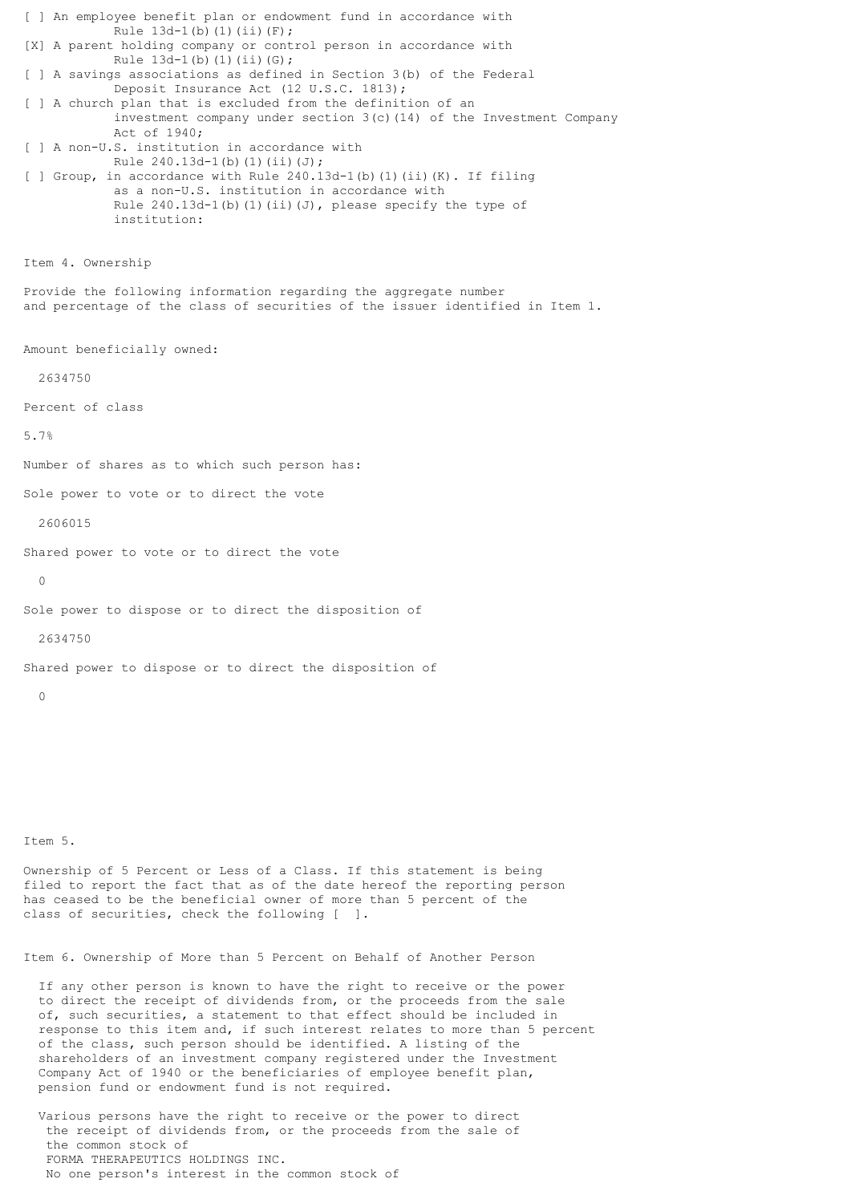[ ] An employee benefit plan or endowment fund in accordance with Rule 13d-1(b)(1)(ii)(F);

[X] A parent holding company or control person in accordance with Rule 13d-1(b)(1)(ii)(G);

[ ] A savings associations as defined in Section 3(b) of the Federal Deposit Insurance Act (12 U.S.C. 1813);

[ ] A church plan that is excluded from the definition of an investment company under section 3(c)(14) of the Investment Company Act of 1940;

[ ] A non-U.S. institution in accordance with Rule 240.13d-1(b)(1)(ii)(J);

[ ] Group, in accordance with Rule 240.13d-1(b)(1)(ii)(K). If filing as a non-U.S. institution in accordance with Rule 240.13d-1(b)(1)(ii)(J), please specify the type of institution:

Item 4. Ownership

Provide the following information regarding the aggregate number and percentage of the class of securities of the issuer identified in Item 1.

Amount beneficially owned:

2634750

Percent of class

5.7%

Number of shares as to which such person has:

Sole power to vote or to direct the vote

2606015

Shared power to vote or to direct the vote

0

Sole power to dispose or to direct the disposition of

2634750

Shared power to dispose or to direct the disposition of

0

Item 5.

Ownership of 5 Percent or Less of a Class. If this statement is being filed to report the fact that as of the date hereof the reporting person has ceased to be the beneficial owner of more than 5 percent of the class of securities, check the following [ ].

Item 6. Ownership of More than 5 Percent on Behalf of Another Person

If any other person is known to have the right to receive or the power to direct the receipt of dividends from, or the proceeds from the sale of, such securities, a statement to that effect should be included in response to this item and, if such interest relates to more than 5 percent of the class, such person should be identified. A listing of the shareholders of an investment company registered under the Investment Company Act of 1940 or the beneficiaries of employee benefit plan, pension fund or endowment fund is not required.

Various persons have the right to receive or the power to direct the receipt of dividends from, or the proceeds from the sale of the common stock of FORMA THERAPEUTICS HOLDINGS INC. No one person's interest in the common stock of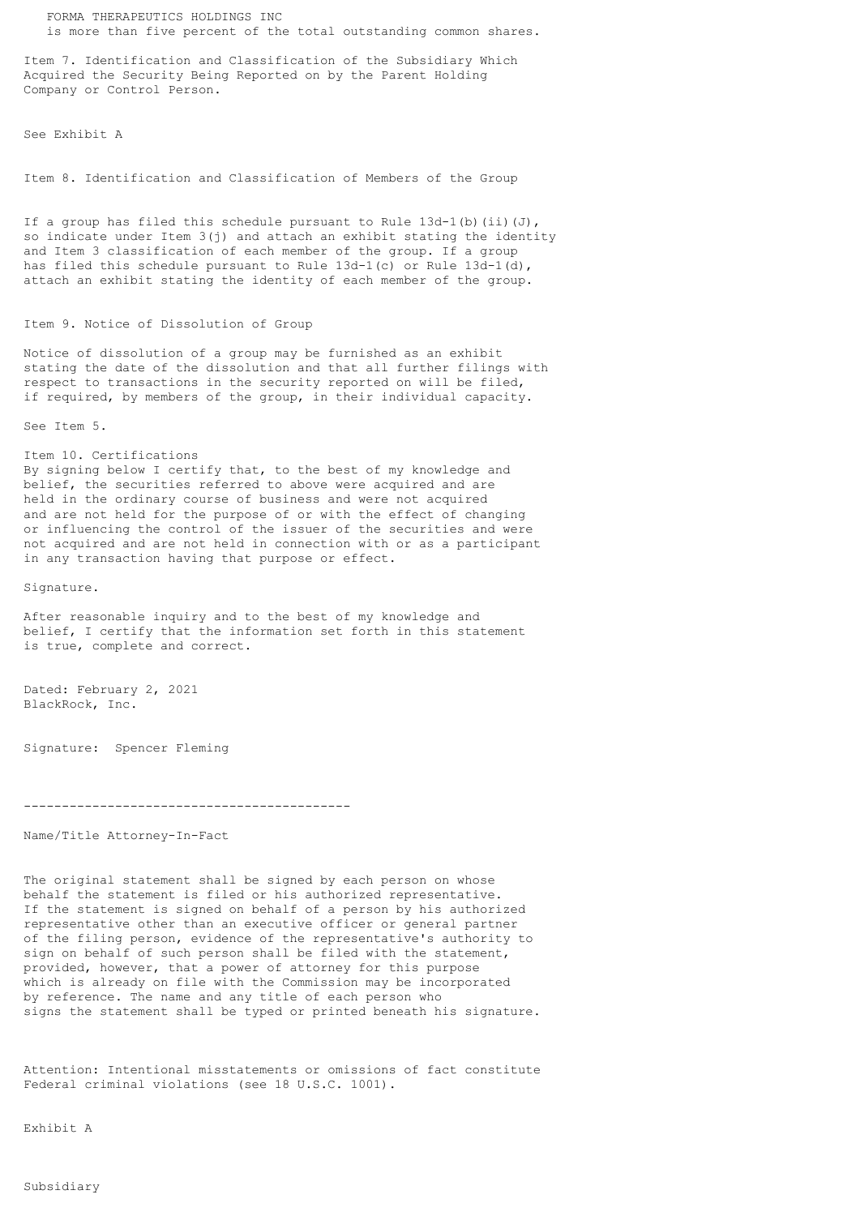FORMA THERAPEUTICS HOLDINGS INC
is more than five percent of the total outstanding common shares.

Item 7. Identification and Classification of the Subsidiary Which Acquired the Security Being Reported on by the Parent Holding Company or Control Person.

See Exhibit A

Item 8. Identification and Classification of Members of the Group

If a group has filed this schedule pursuant to Rule 13d-1(b)(ii)(J), so indicate under Item 3(j) and attach an exhibit stating the identity and Item 3 classification of each member of the group. If a group has filed this schedule pursuant to Rule 13d-1(c) or Rule 13d-1(d), attach an exhibit stating the identity of each member of the group.

Item 9. Notice of Dissolution of Group

Notice of dissolution of a group may be furnished as an exhibit stating the date of the dissolution and that all further filings with respect to transactions in the security reported on will be filed, if required, by members of the group, in their individual capacity.

See Item 5.

Item 10. Certifications
By signing below I certify that, to the best of my knowledge and belief, the securities referred to above were acquired and are held in the ordinary course of business and were not acquired and are not held for the purpose of or with the effect of changing or influencing the control of the issuer of the securities and were not acquired and are not held in connection with or as a participant in any transaction having that purpose or effect.

Signature.

After reasonable inquiry and to the best of my knowledge and belief, I certify that the information set forth in this statement is true, complete and correct.

Dated: February 2, 2021
BlackRock, Inc.

Signature: Spencer Fleming

-------------------------------------------

Name/Title Attorney-In-Fact

The original statement shall be signed by each person on whose behalf the statement is filed or his authorized representative. If the statement is signed on behalf of a person by his authorized representative other than an executive officer or general partner of the filing person, evidence of the representative's authority to sign on behalf of such person shall be filed with the statement, provided, however, that a power of attorney for this purpose which is already on file with the Commission may be incorporated by reference. The name and any title of each person who signs the statement shall be typed or printed beneath his signature.

Attention: Intentional misstatements or omissions of fact constitute Federal criminal violations (see 18 U.S.C. 1001).

Exhibit A

Subsidiary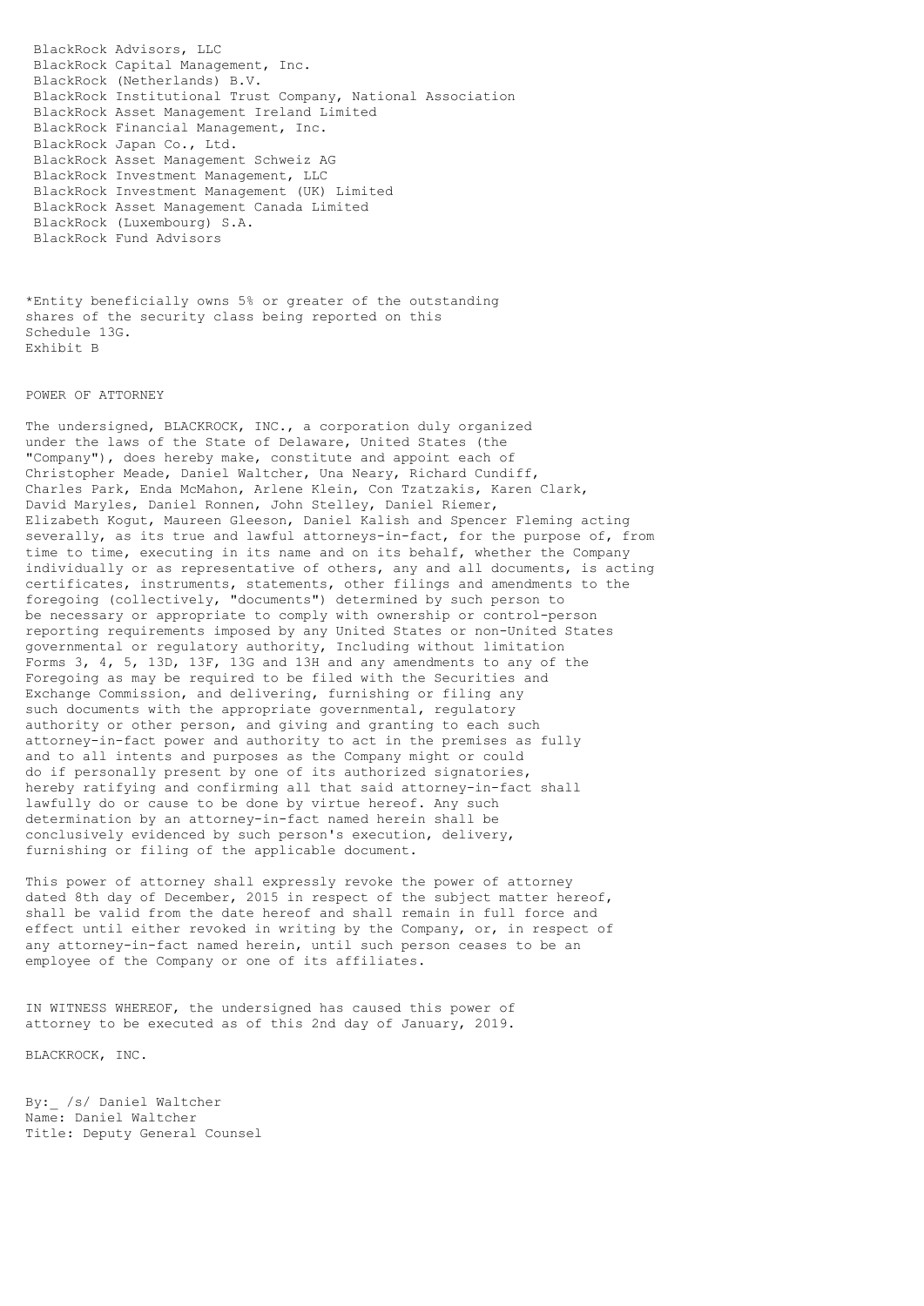BlackRock Advisors, LLC
BlackRock Capital Management, Inc.
BlackRock (Netherlands) B.V.
BlackRock Institutional Trust Company, National Association
BlackRock Asset Management Ireland Limited
BlackRock Financial Management, Inc.
BlackRock Japan Co., Ltd.
BlackRock Asset Management Schweiz AG
BlackRock Investment Management, LLC
BlackRock Investment Management (UK) Limited
BlackRock Asset Management Canada Limited
BlackRock (Luxembourg) S.A.
BlackRock Fund Advisors

*Entity beneficially owns 5% or greater of the outstanding shares of the security class being reported on this Schedule 13G.

Exhibit B

POWER OF ATTORNEY

The undersigned, BLACKROCK, INC., a corporation duly organized under the laws of the State of Delaware, United States (the "Company"), does hereby make, constitute and appoint each of Christopher Meade, Daniel Waltcher, Una Neary, Richard Cundiff, Charles Park, Enda McMahon, Arlene Klein, Con Tzatzakis, Karen Clark, David Maryles, Daniel Ronnen, John Stelley, Daniel Riemer, Elizabeth Kogut, Maureen Gleeson, Daniel Kalish and Spencer Fleming acting severally, as its true and lawful attorneys-in-fact, for the purpose of, from time to time, executing in its name and on its behalf, whether the Company individually or as representative of others, any and all documents, is acting certificates, instruments, statements, other filings and amendments to the foregoing (collectively, "documents") determined by such person to be necessary or appropriate to comply with ownership or control-person reporting requirements imposed by any United States or non-United States governmental or regulatory authority, Including without limitation Forms 3, 4, 5, 13D, 13F, 13G and 13H and any amendments to any of the Foregoing as may be required to be filed with the Securities and Exchange Commission, and delivering, furnishing or filing any such documents with the appropriate governmental, regulatory authority or other person, and giving and granting to each such attorney-in-fact power and authority to act in the premises as fully and to all intents and purposes as the Company might or could do if personally present by one of its authorized signatories, hereby ratifying and confirming all that said attorney-in-fact shall lawfully do or cause to be done by virtue hereof. Any such determination by an attorney-in-fact named herein shall be conclusively evidenced by such person's execution, delivery, furnishing or filing of the applicable document.

This power of attorney shall expressly revoke the power of attorney dated 8th day of December, 2015 in respect of the subject matter hereof, shall be valid from the date hereof and shall remain in full force and effect until either revoked in writing by the Company, or, in respect of any attorney-in-fact named herein, until such person ceases to be an employee of the Company or one of its affiliates.

IN WITNESS WHEREOF, the undersigned has caused this power of attorney to be executed as of this 2nd day of January, 2019.

BLACKROCK, INC.

By:_ /s/ Daniel Waltcher
Name: Daniel Waltcher
Title: Deputy General Counsel